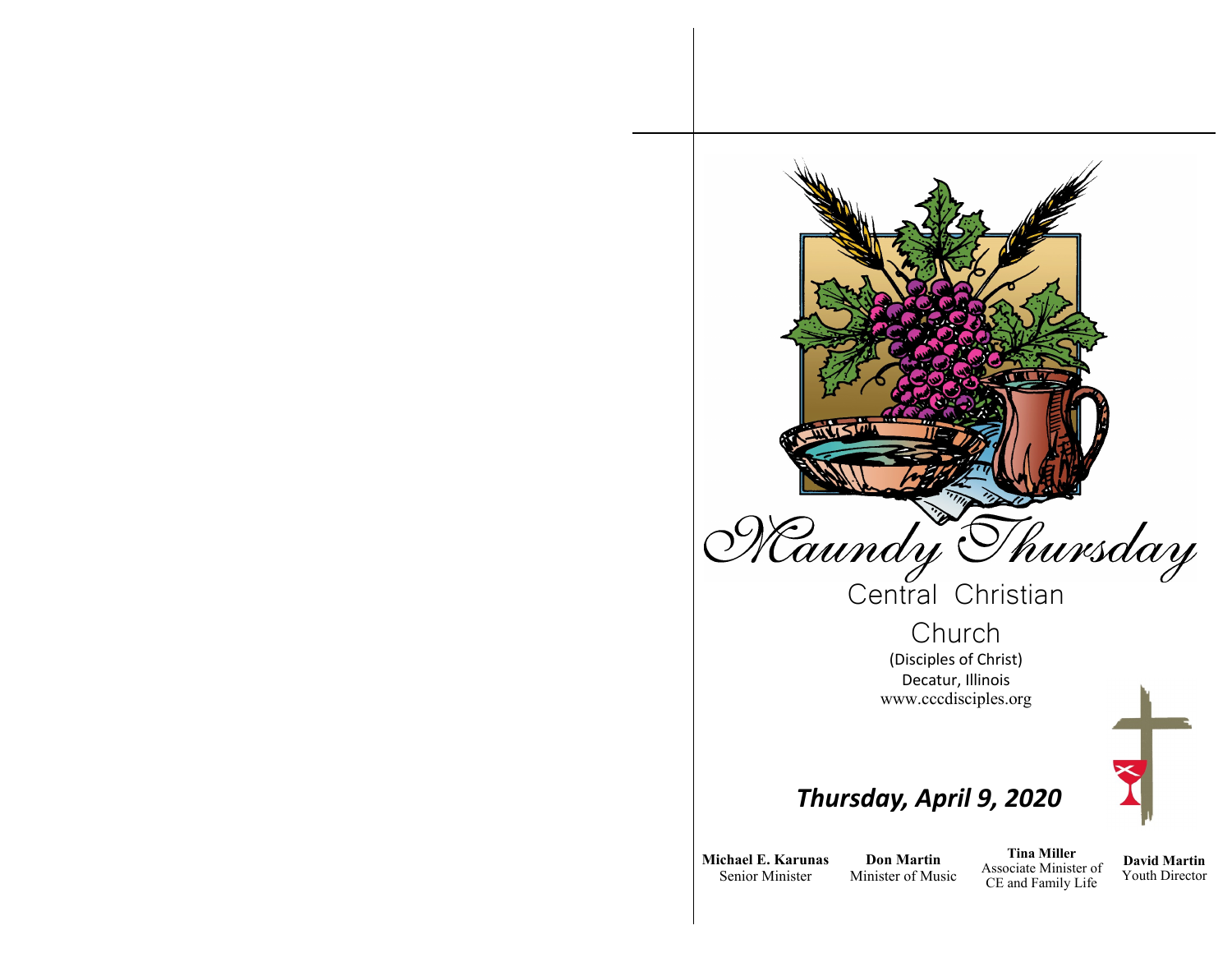# Maundy Thursday

## Central Christian Church

(Disciples of Christ)
Decatur, Illinois
www.cccdisciples.org

***Thursday, April 9, 2020***

**Michael E. Karunas**
Senior Minister

**Don Martin**
Minister of Music

**Tina Miller**
Associate Minister of CE and Family Life

**David Martin**
Youth Director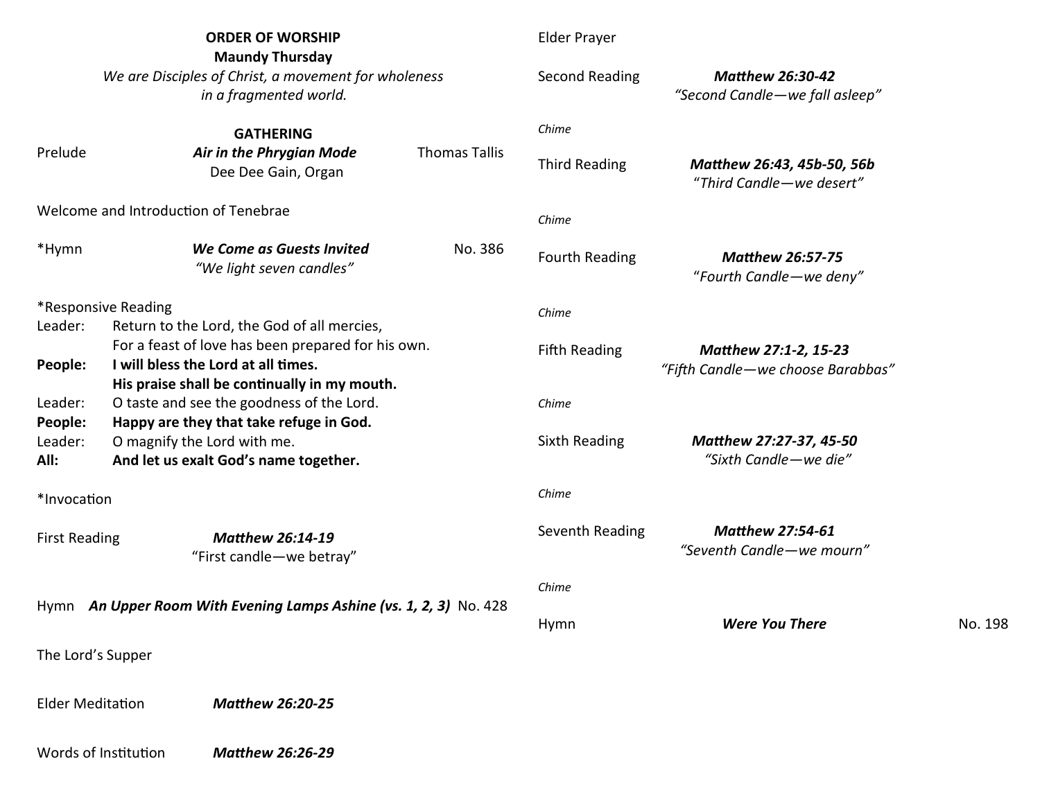**ORDER OF WORSHIP**
**Maundy Thursday**
*We are Disciples of Christ, a movement for wholeness in a fragmented world.*

## GATHERING

Prelude — ***Air in the Phrygian Mode*** — Thomas Tallis
Dee Dee Gain, Organ

Welcome and Introduction of Tenebrae

*Hymn — ***We Come as Guests Invited*** — No. 386
*"We light seven candles"*

*Responsive Reading

| | |
|---|---|
| Leader: | Return to the Lord, the God of all mercies, For a feast of love has been prepared for his own. |
| **People:** | **I will bless the Lord at all times. His praise shall be continually in my mouth.** |
| Leader: | O taste and see the goodness of the Lord. |
| **People:** | **Happy are they that take refuge in God.** |
| Leader: | O magnify the Lord with me. |
| **All:** | **And let us exalt God's name together.** |

*Invocation

First Reading — ***Matthew 26:14-19***
"First candle—we betray"

Hymn — ***An Upper Room With Evening Lamps Ashine (vs. 1, 2, 3)*** — No. 428

The Lord's Supper

Elder Meditation — ***Matthew 26:20-25***

Words of Institution — ***Matthew 26:26-29***

Elder Prayer

Second Reading — ***Matthew 26:30-42***
*"Second Candle—we fall asleep"*

*Chime*

Third Reading — ***Matthew 26:43, 45b-50, 56b***
*"Third Candle—we desert"*

*Chime*

Fourth Reading — ***Matthew 26:57-75***
*"Fourth Candle—we deny"*

*Chime*

Fifth Reading — ***Matthew 27:1-2, 15-23***
*"Fifth Candle—we choose Barabbas"*

*Chime*

Sixth Reading — ***Matthew 27:27-37, 45-50***
*"Sixth Candle—we die"*

*Chime*

Seventh Reading — ***Matthew 27:54-61***
*"Seventh Candle—we mourn"*

*Chime*

Hymn — ***Were You There*** — No. 198